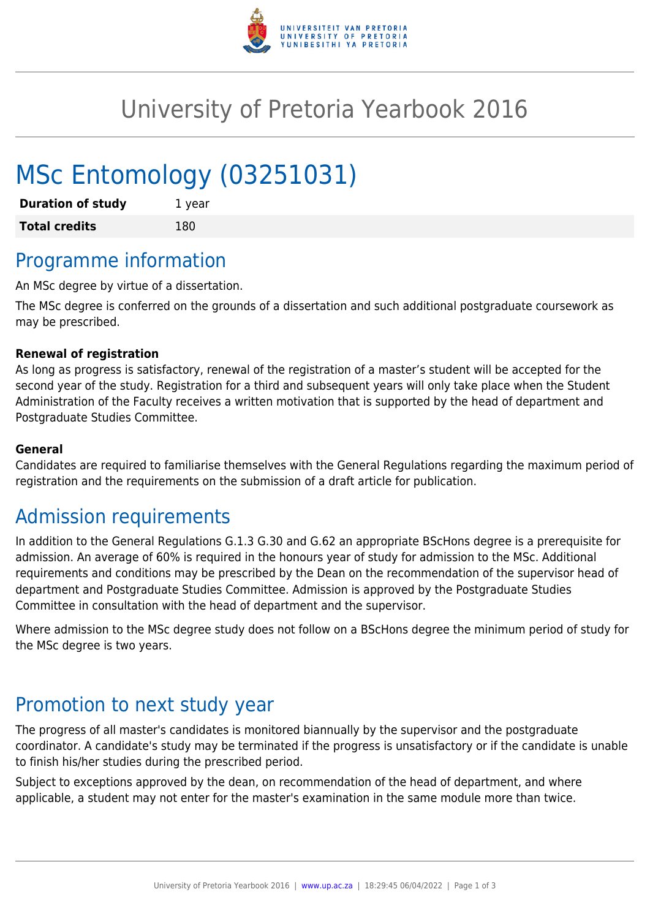# University of Pretoria Yearbook 2016

# MSc Entomology (03251031)

| | |
|---|---|
| **Duration of study** | 1 year |
| **Total credits** | 180 |

## Programme information

An MSc degree by virtue of a dissertation.

The MSc degree is conferred on the grounds of a dissertation and such additional postgraduate coursework as may be prescribed.

**Renewal of registration**
As long as progress is satisfactory, renewal of the registration of a master's student will be accepted for the second year of the study. Registration for a third and subsequent years will only take place when the Student Administration of the Faculty receives a written motivation that is supported by the head of department and Postgraduate Studies Committee.

**General**
Candidates are required to familiarise themselves with the General Regulations regarding the maximum period of registration and the requirements on the submission of a draft article for publication.

## Admission requirements

In addition to the General Regulations G.1.3 G.30 and G.62 an appropriate BScHons degree is a prerequisite for admission. An average of 60% is required in the honours year of study for admission to the MSc. Additional requirements and conditions may be prescribed by the Dean on the recommendation of the supervisor head of department and Postgraduate Studies Committee. Admission is approved by the Postgraduate Studies Committee in consultation with the head of department and the supervisor.

Where admission to the MSc degree study does not follow on a BScHons degree the minimum period of study for the MSc degree is two years.

## Promotion to next study year

The progress of all master's candidates is monitored biannually by the supervisor and the postgraduate coordinator. A candidate's study may be terminated if the progress is unsatisfactory or if the candidate is unable to finish his/her studies during the prescribed period.

Subject to exceptions approved by the dean, on recommendation of the head of department, and where applicable, a student may not enter for the master's examination in the same module more than twice.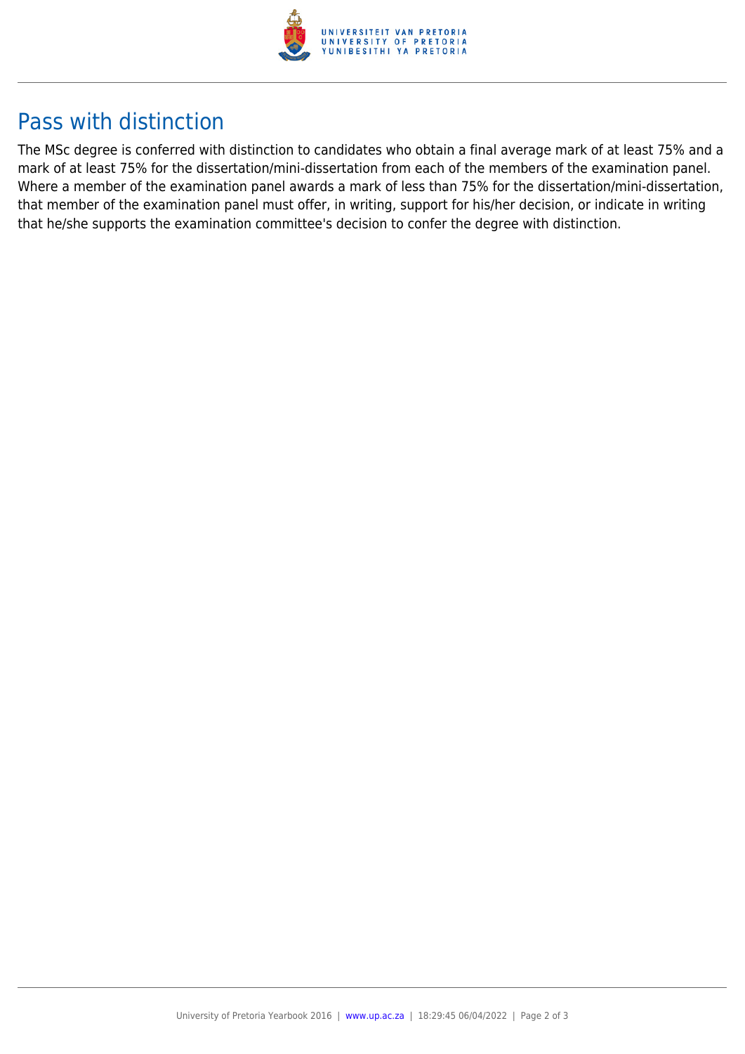## Pass with distinction

The MSc degree is conferred with distinction to candidates who obtain a final average mark of at least 75% and a mark of at least 75% for the dissertation/mini-dissertation from each of the members of the examination panel. Where a member of the examination panel awards a mark of less than 75% for the dissertation/mini-dissertation, that member of the examination panel must offer, in writing, support for his/her decision, or indicate in writing that he/she supports the examination committee's decision to confer the degree with distinction.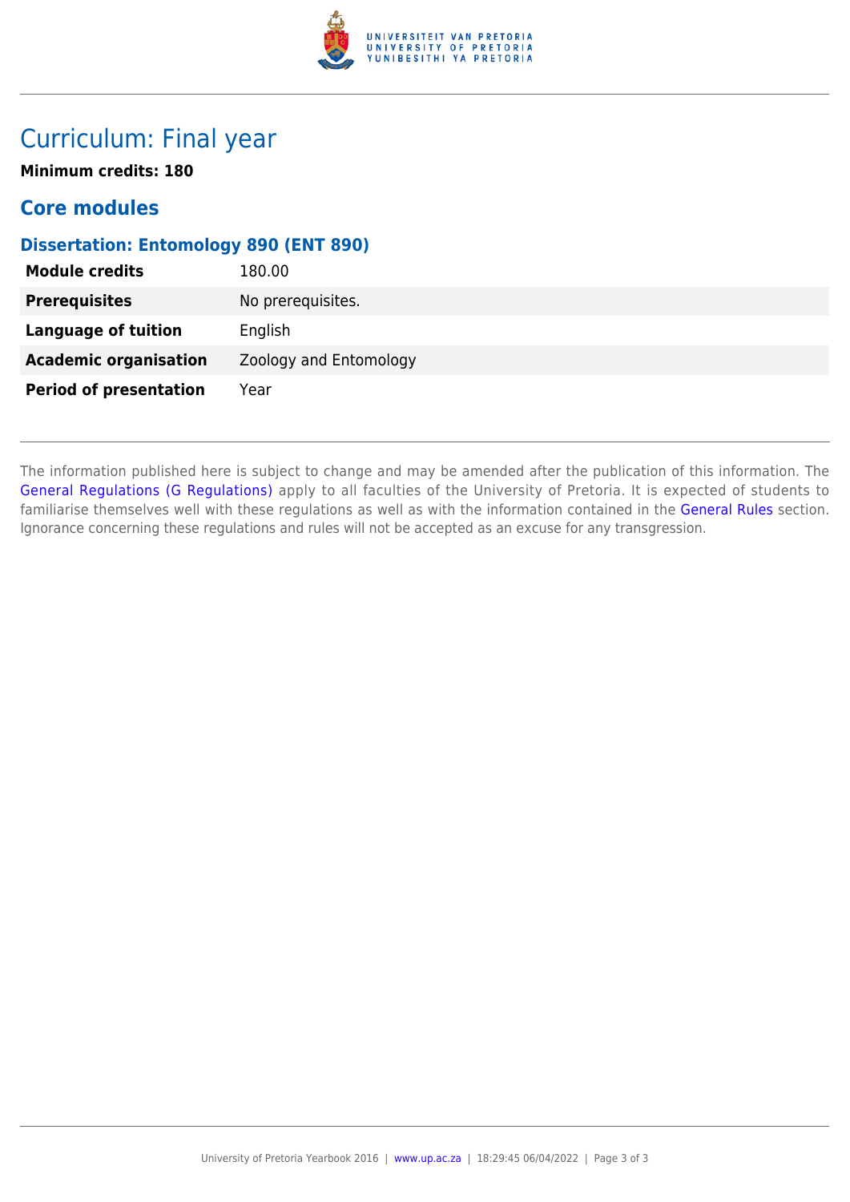# Curriculum: Final year

**Minimum credits: 180**

## Core modules

### Dissertation: Entomology 890 (ENT 890)

| | |
|---|---|
| **Module credits** | 180.00 |
| **Prerequisites** | No prerequisites. |
| **Language of tuition** | English |
| **Academic organisation** | Zoology and Entomology |
| **Period of presentation** | Year |

The information published here is subject to change and may be amended after the publication of this information. The General Regulations (G Regulations) apply to all faculties of the University of Pretoria. It is expected of students to familiarise themselves well with these regulations as well as with the information contained in the General Rules section. Ignorance concerning these regulations and rules will not be accepted as an excuse for any transgression.